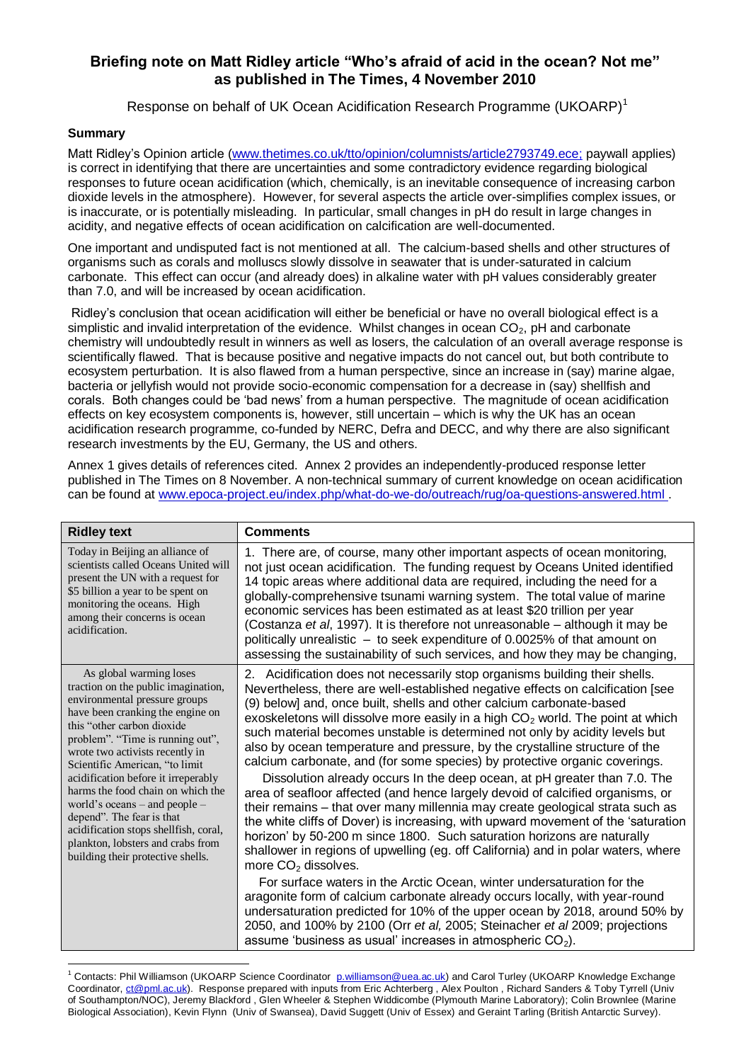# Briefing note on Matt Ridley article "Who's afraid of acid in the ocean? Not me" as published in The Times, 4 November 2010

Response on behalf of UK Ocean Acidification Research Programme (UKOARP)[1]

### Summary

Matt Ridley's Opinion article (www.thetimes.co.uk/tto/opinion/columnists/article2793749.ece; paywall applies) is correct in identifying that there are uncertainties and some contradictory evidence regarding biological responses to future ocean acidification (which, chemically, is an inevitable consequence of increasing carbon dioxide levels in the atmosphere). However, for several aspects the article over-simplifies complex issues, or is inaccurate, or is potentially misleading. In particular, small changes in pH do result in large changes in acidity, and negative effects of ocean acidification on calcification are well-documented.

One important and undisputed fact is not mentioned at all. The calcium-based shells and other structures of organisms such as corals and molluscs slowly dissolve in seawater that is under-saturated in calcium carbonate. This effect can occur (and already does) in alkaline water with pH values considerably greater than 7.0, and will be increased by ocean acidification.

Ridley's conclusion that ocean acidification will either be beneficial or have no overall biological effect is a simplistic and invalid interpretation of the evidence. Whilst changes in ocean $CO_2$, pH and carbonate chemistry will undoubtedly result in winners as well as losers, the calculation of an overall average response is scientifically flawed. That is because positive and negative impacts do not cancel out, but both contribute to ecosystem perturbation. It is also flawed from a human perspective, since an increase in (say) marine algae, bacteria or jellyfish would not provide socio-economic compensation for a decrease in (say) shellfish and corals. Both changes could be 'bad news' from a human perspective. The magnitude of ocean acidification effects on key ecosystem components is, however, still uncertain – which is why the UK has an ocean acidification research programme, co-funded by NERC, Defra and DECC, and why there are also significant research investments by the EU, Germany, the US and others.

Annex 1 gives details of references cited. Annex 2 provides an independently-produced response letter published in The Times on 8 November. A non-technical summary of current knowledge on ocean acidification can be found at www.epoca-project.eu/index.php/what-do-we-do/outreach/rug/oa-questions-answered.html .

| Ridley text | Comments |
|---|---|
| Today in Beijing an alliance of scientists called Oceans United will present the UN with a request for \$5 billion a year to be spent on monitoring the oceans. High among their concerns is ocean acidification. | 1. There are, of course, many other important aspects of ocean monitoring, not just ocean acidification. The funding request by Oceans United identified 14 topic areas where additional data are required, including the need for a globally-comprehensive tsunami warning system. The total value of marine economic services has been estimated as at least \$20 trillion per year (Costanza *et al*, 1997). It is therefore not unreasonable – although it may be politically unrealistic – to seek expenditure of 0.0025% of that amount on assessing the sustainability of such services, and how they may be changing, |
| As global warming loses traction on the public imagination, environmental pressure groups have been cranking the engine on this "other carbon dioxide problem". "Time is running out", wrote two activists recently in Scientific American, "to limit acidification before it irreparably harms the food chain on which the world's oceans – and people – depend". The fear is that acidification stops shellfish, coral, plankton, lobsters and crabs from building their protective shells. | 2. Acidification does not necessarily stop organisms building their shells. Nevertheless, there are well-established negative effects on calcification [see (9) below] and, once built, shells and other calcium carbonate-based exoskeletons will dissolve more easily in a high $CO_2$ world. The point at which such material becomes unstable is determined not only by acidity levels but also by ocean temperature and pressure, by the crystalline structure of the calcium carbonate, and (for some species) by protective organic coverings.<br><br>Dissolution already occurs In the deep ocean, at pH greater than 7.0. The area of seafloor affected (and hence largely devoid of calcified organisms, or their remains – that over many millennia may create geological strata such as the white cliffs of Dover) is increasing, with upward movement of the 'saturation horizon' by 50-200 m since 1800. Such saturation horizons are naturally shallower in regions of upwelling (eg. off California) and in polar waters, where more $CO_2$ dissolves.<br><br>For surface waters in the Arctic Ocean, winter undersaturation for the aragonite form of calcium carbonate already occurs locally, with year-round undersaturation predicted for 10% of the upper ocean by 2018, around 50% by 2050, and 100% by 2100 (Orr *et al,* 2005; Steinacher *et al* 2009; projections assume 'business as usual' increases in atmospheric $CO_2$). |

[1] Contacts: Phil Williamson (UKOARP Science Coordinator p.williamson@uea.ac.uk) and Carol Turley (UKOARP Knowledge Exchange Coordinator, ct@pml.ac.uk). Response prepared with inputs from Eric Achterberg , Alex Poulton , Richard Sanders & Toby Tyrrell (Univ of Southampton/NOC), Jeremy Blackford , Glen Wheeler & Stephen Widdicombe (Plymouth Marine Laboratory); Colin Brownlee (Marine Biological Association), Kevin Flynn (Univ of Swansea), David Suggett (Univ of Essex) and Geraint Tarling (British Antarctic Survey).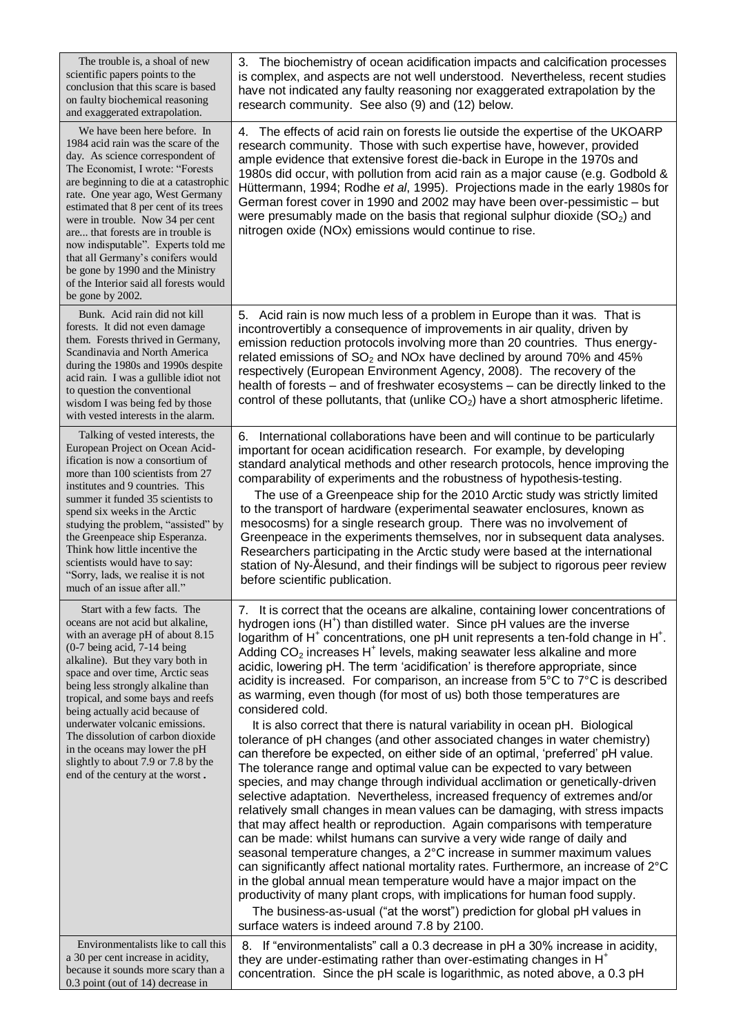| | |
|---|---|
| The trouble is, a shoal of new scientific papers points to the conclusion that this scare is based on faulty biochemical reasoning and exaggerated extrapolation. | 3. The biochemistry of ocean acidification impacts and calcification processes is complex, and aspects are not well understood. Nevertheless, recent studies have not indicated any faulty reasoning nor exaggerated extrapolation by the research community. See also (9) and (12) below. |
| We have been here before. In 1984 acid rain was the scare of the day. As science correspondent of The Economist, I wrote: "Forests are beginning to die at a catastrophic rate. One year ago, West Germany estimated that 8 per cent of its trees were in trouble. Now 34 per cent are... that forests are in trouble is now indisputable". Experts told me that all Germany's conifers would be gone by 1990 and the Ministry of the Interior said all forests would be gone by 2002. | 4. The effects of acid rain on forests lie outside the expertise of the UKOARP research community. Those with such expertise have, however, provided ample evidence that extensive forest die-back in Europe in the 1970s and 1980s did occur, with pollution from acid rain as a major cause (e.g. Godbold & Hüttermann, 1994; Rodhe *et al*, 1995). Projections made in the early 1980s for German forest cover in 1990 and 2002 may have been over-pessimistic – but were presumably made on the basis that regional sulphur dioxide ($SO_2$) and nitrogen oxide (NOx) emissions would continue to rise. |
| Bunk. Acid rain did not kill forests. It did not even damage them. Forests thrived in Germany, Scandinavia and North America during the 1980s and 1990s despite acid rain. I was a gullible idiot not to question the conventional wisdom I was being fed by those with vested interests in the alarm. | 5. Acid rain is now much less of a problem in Europe than it was. That is incontrovertibly a consequence of improvements in air quality, driven by emission reduction protocols involving more than 20 countries. Thus energy-related emissions of $SO_2$ and NOx have declined by around 70% and 45% respectively (European Environment Agency, 2008). The recovery of the health of forests – and of freshwater ecosystems – can be directly linked to the control of these pollutants, that (unlike $CO_2$) have a short atmospheric lifetime. |
| Talking of vested interests, the European Project on Ocean Acidification is now a consortium of more than 100 scientists from 27 institutes and 9 countries. This summer it funded 35 scientists to spend six weeks in the Arctic studying the problem, "assisted" by the Greenpeace ship Esperanza. Think how little incentive the scientists would have to say: "Sorry, lads, we realise it is not much of an issue after all." | 6. International collaborations have been and will continue to be particularly important for ocean acidification research. For example, by developing standard analytical methods and other research protocols, hence improving the comparability of experiments and the robustness of hypothesis-testing.<br>The use of a Greenpeace ship for the 2010 Arctic study was strictly limited to the transport of hardware (experimental seawater enclosures, known as mesocosms) for a single research group. There was no involvement of Greenpeace in the experiments themselves, nor in subsequent data analyses. Researchers participating in the Arctic study were based at the international station of Ny-Ålesund, and their findings will be subject to rigorous peer review before scientific publication. |
| Start with a few facts. The oceans are not acid but alkaline, with an average pH of about 8.15 (0-7 being acid, 7-14 being alkaline). But they vary both in space and over time, Arctic seas being less strongly alkaline than tropical, and some bays and reefs being actually acid because of underwater volcanic emissions. The dissolution of carbon dioxide in the oceans may lower the pH slightly to about 7.9 or 7.8 by the end of the century at the worst. | 7. It is correct that the oceans are alkaline, containing lower concentrations of hydrogen ions ($H^+$) than distilled water. Since pH values are the inverse logarithm of $H^+$ concentrations, one pH unit represents a ten-fold change in $H^+$. Adding $CO_2$ increases $H^+$ levels, making seawater less alkaline and more acidic, lowering pH. The term 'acidification' is therefore appropriate, since acidity is increased. For comparison, an increase from 5°C to 7°C is described as warming, even though (for most of us) both those temperatures are considered cold.<br>It is also correct that there is natural variability in ocean pH. Biological tolerance of pH changes (and other associated changes in water chemistry) can therefore be expected, on either side of an optimal, 'preferred' pH value. The tolerance range and optimal value can be expected to vary between species, and may change through individual acclimation or genetically-driven selective adaptation. Nevertheless, increased frequency of extremes and/or relatively small changes in mean values can be damaging, with stress impacts that may affect health or reproduction. Again comparisons with temperature can be made: whilst humans can survive a very wide range of daily and seasonal temperature changes, a 2°C increase in summer maximum values can significantly affect national mortality rates. Furthermore, an increase of 2°C in the global annual mean temperature would have a major impact on the productivity of many plant crops, with implications for human food supply.<br>The business-as-usual ("at the worst") prediction for global pH values in surface waters is indeed around 7.8 by 2100. |
| Environmentalists like to call this a 30 per cent increase in acidity, because it sounds more scary than a 0.3 point (out of 14) decrease in | 8. If "environmentalists" call a 0.3 decrease in pH a 30% increase in acidity, they are under-estimating rather than over-estimating changes in $H^+$ concentration. Since the pH scale is logarithmic, as noted above, a 0.3 pH |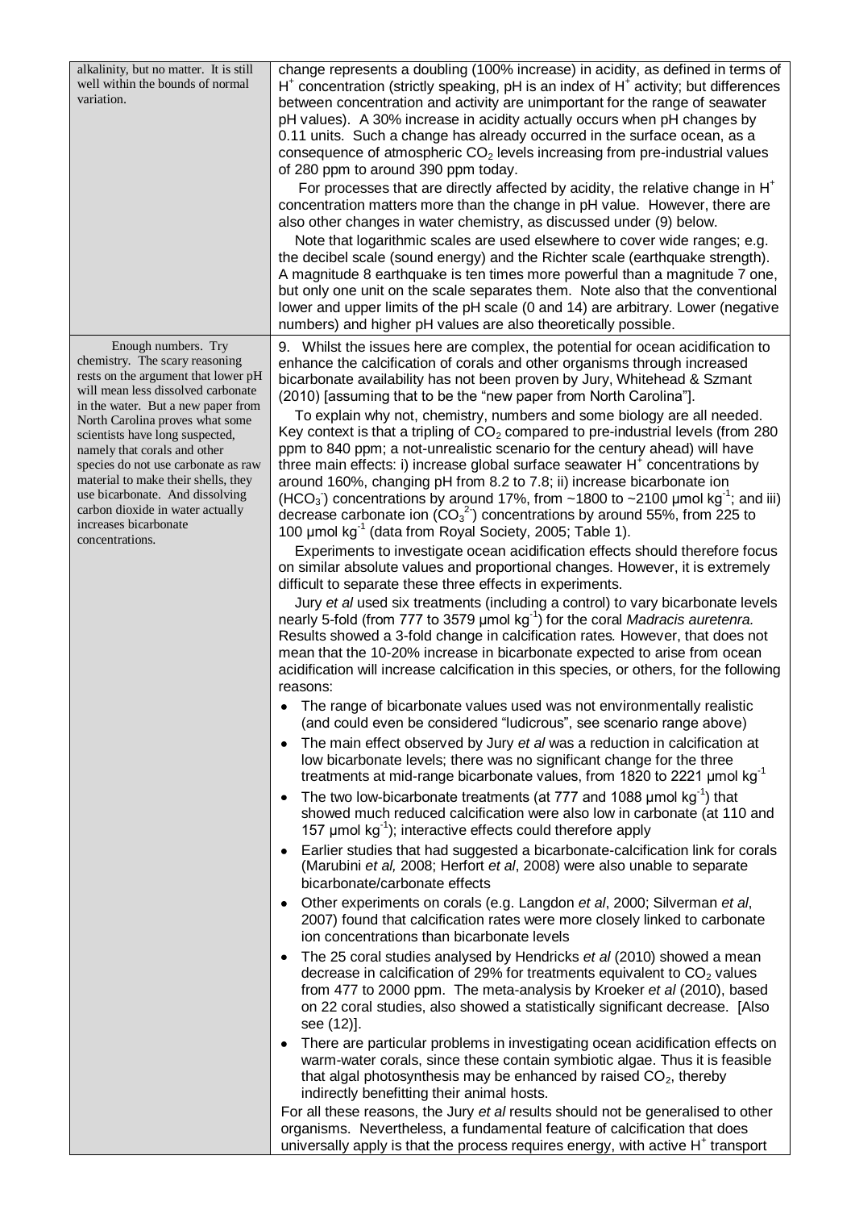| | |
|---|---|
| alkalinity, but no matter. It is still well within the bounds of normal variation. | change represents a doubling (100% increase) in acidity, as defined in terms of $H^+$ concentration (strictly speaking, pH is an index of $H^+$ activity; but differences between concentration and activity are unimportant for the range of seawater pH values). A 30% increase in acidity actually occurs when pH changes by 0.11 units. Such a change has already occurred in the surface ocean, as a consequence of atmospheric $CO_2$ levels increasing from pre-industrial values of 280 ppm to around 390 ppm today.<br>For processes that are directly affected by acidity, the relative change in $H^+$ concentration matters more than the change in pH value. However, there are also other changes in water chemistry, as discussed under (9) below.<br>Note that logarithmic scales are used elsewhere to cover wide ranges; e.g. the decibel scale (sound energy) and the Richter scale (earthquake strength). A magnitude 8 earthquake is ten times more powerful than a magnitude 7 one, but only one unit on the scale separates them. Note also that the conventional lower and upper limits of the pH scale (0 and 14) are arbitrary. Lower (negative numbers) and higher pH values are also theoretically possible. |
| Enough numbers. Try chemistry. The scary reasoning rests on the argument that lower pH will mean less dissolved carbonate in the water. But a new paper from North Carolina proves what some scientists have long suspected, namely that corals and other species do not use carbonate as raw material to make their shells, they use bicarbonate. And dissolving carbon dioxide in water actually increases bicarbonate concentrations. | 9. Whilst the issues here are complex, the potential for ocean acidification to enhance the calcification of corals and other organisms through increased bicarbonate availability has not been proven by Jury, Whitehead & Szmant (2010) [assuming that to be the "new paper from North Carolina"].<br>To explain why not, chemistry, numbers and some biology are all needed. Key context is that a tripling of $CO_2$ compared to pre-industrial levels (from 280 ppm to 840 ppm; a not-unrealistic scenario for the century ahead) will have three main effects: i) increase global surface seawater $H^+$ concentrations by around 160%, changing pH from 8.2 to 7.8; ii) increase bicarbonate ion ($HCO_3^-$) concentrations by around 17%, from ~1800 to ~2100 µmol $kg^{-1}$; and iii) decrease carbonate ion ($CO_3^{2-}$) concentrations by around 55%, from 225 to 100 µmol $kg^{-1}$ (data from Royal Society, 2005; Table 1).<br>Experiments to investigate ocean acidification effects should therefore focus on similar absolute values and proportional changes. However, it is extremely difficult to separate these three effects in experiments.<br>Jury *et al* used six treatments (including a control) to vary bicarbonate levels nearly 5-fold (from 777 to 3579 µmol $kg^{-1}$) for the coral *Madracis auretenra.* Results showed a 3-fold change in calcification rates. However, that does not mean that the 10-20% increase in bicarbonate expected to arise from ocean acidification will increase calcification in this species, or others, for the following reasons:<br>• The range of bicarbonate values used was not environmentally realistic (and could even be considered "ludicrous", see scenario range above)<br>• The main effect observed by Jury *et al* was a reduction in calcification at low bicarbonate levels; there was no significant change for the three treatments at mid-range bicarbonate values, from 1820 to 2221 µmol $kg^{-1}$<br>• The two low-bicarbonate treatments (at 777 and 1088 µmol $kg^{-1}$) that showed much reduced calcification were also low in carbonate (at 110 and 157 µmol $kg^{-1}$); interactive effects could therefore apply<br>• Earlier studies that had suggested a bicarbonate-calcification link for corals (Marubini *et al,* 2008; Herfort *et al*, 2008) were also unable to separate bicarbonate/carbonate effects<br>• Other experiments on corals (e.g. Langdon *et al*, 2000; Silverman *et al*, 2007) found that calcification rates were more closely linked to carbonate ion concentrations than bicarbonate levels<br>• The 25 coral studies analysed by Hendricks *et al* (2010) showed a mean decrease in calcification of 29% for treatments equivalent to $CO_2$ values from 477 to 2000 ppm. The meta-analysis by Kroeker *et al* (2010), based on 22 coral studies, also showed a statistically significant decrease. [Also see (12)].<br>• There are particular problems in investigating ocean acidification effects on warm-water corals, since these contain symbiotic algae. Thus it is feasible that algal photosynthesis may be enhanced by raised $CO_2$, thereby indirectly benefitting their animal hosts.<br>For all these reasons, the Jury *et al* results should not be generalised to other organisms. Nevertheless, a fundamental feature of calcification that does universally apply is that the process requires energy, with active $H^+$ transport |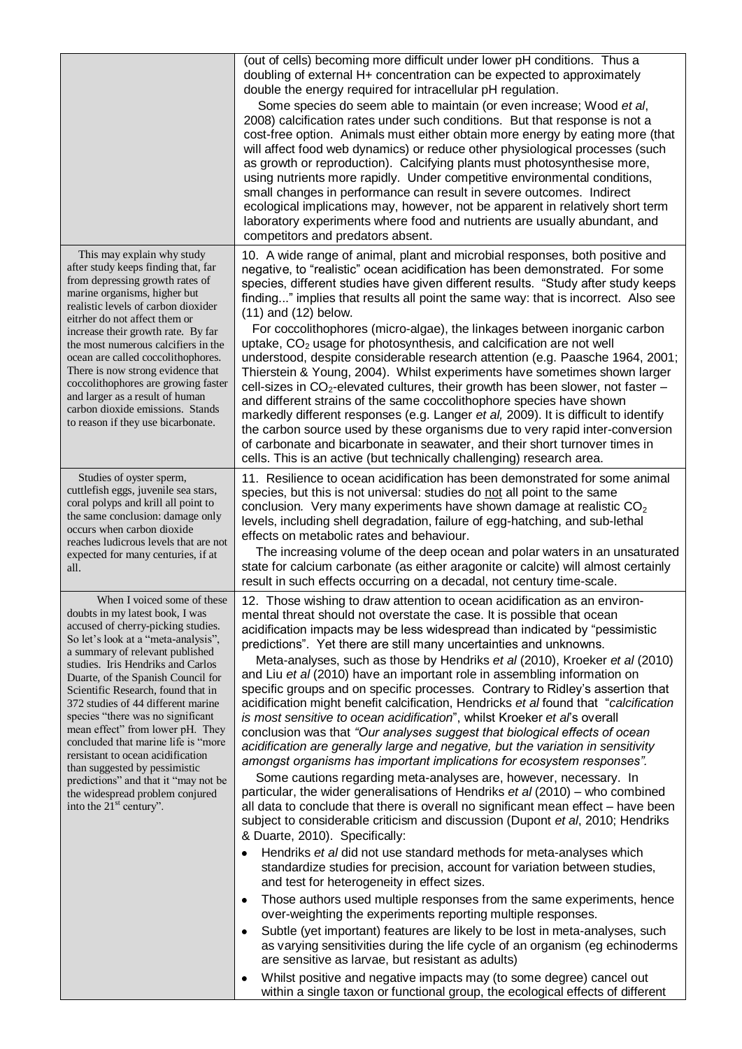| | |
|---|---|
| | (out of cells) becoming more difficult under lower pH conditions. Thus a doubling of external H+ concentration can be expected to approximately double the energy required for intracellular pH regulation.<br><br>Some species do seem able to maintain (or even increase; Wood *et al*, 2008) calcification rates under such conditions. But that response is not a cost-free option. Animals must either obtain more energy by eating more (that will affect food web dynamics) or reduce other physiological processes (such as growth or reproduction). Calcifying plants must photosynthesise more, using nutrients more rapidly. Under competitive environmental conditions, small changes in performance can result in severe outcomes. Indirect ecological implications may, however, not be apparent in relatively short term laboratory experiments where food and nutrients are usually abundant, and competitors and predators absent. |
| This may explain why study after study keeps finding that, far from depressing growth rates of marine organisms, higher but realistic levels of carbon dioxider eitrher do not affect them or increase their growth rate. By far the most numerous calcifiers in the ocean are called coccolithophores. There is now strong evidence that coccolithophores are growing faster and larger as a result of human carbon dioxide emissions. Stands to reason if they use bicarbonate. | 10. A wide range of animal, plant and microbial responses, both positive and negative, to "realistic" ocean acidification has been demonstrated. For some species, different studies have given different results. "Study after study keeps finding..." implies that results all point the same way: that is incorrect. Also see (11) and (12) below.<br><br>For coccolithophores (micro-algae), the linkages between inorganic carbon uptake, $CO_2$ usage for photosynthesis, and calcification are not well understood, despite considerable research attention (e.g. Paasche 1964, 2001; Thierstein & Young, 2004). Whilst experiments have sometimes shown larger cell-sizes in $CO_2$-elevated cultures, their growth has been slower, not faster – and different strains of the same coccolithophore species have shown markedly different responses (e.g. Langer *et al,* 2009). It is difficult to identify the carbon source used by these organisms due to very rapid inter-conversion of carbonate and bicarbonate in seawater, and their short turnover times in cells. This is an active (but technically challenging) research area. |
| Studies of oyster sperm, cuttlefish eggs, juvenile sea stars, coral polyps and krill all point to the same conclusion: damage only occurs when carbon dioxide reaches ludicrous levels that are not expected for many centuries, if at all. | 11. Resilience to ocean acidification has been demonstrated for some animal species, but this is not universal: studies do <u>not</u> all point to the same conclusion. Very many experiments have shown damage at realistic $CO_2$ levels, including shell degradation, failure of egg-hatching, and sub-lethal effects on metabolic rates and behaviour.<br><br>The increasing volume of the deep ocean and polar waters in an unsaturated state for calcium carbonate (as either aragonite or calcite) will almost certainly result in such effects occurring on a decadal, not century time-scale. |
| When I voiced some of these doubts in my latest book, I was accused of cherry-picking studies. So let's look at a "meta-analysis", a summary of relevant published studies. Iris Hendriks and Carlos Duarte, of the Spanish Council for Scientific Research, found that in 372 studies of 44 different marine species "there was no significant mean effect" from lower pH. They concluded that marine life is "more rersistant to ocean acidification than suggested by pessimistic predictions" and that it "may not be the widespread problem conjured into the $21^{st}$ century". | 12. Those wishing to draw attention to ocean acidification as an environmental threat should not overstate the case. It is possible that ocean acidification impacts may be less widespread than indicated by "pessimistic predictions". Yet there are still many uncertainties and unknowns.<br><br>Meta-analyses, such as those by Hendriks *et al* (2010), Kroeker *et al* (2010) and Liu *et al* (2010) have an important role in assembling information on specific groups and on specific processes. Contrary to Ridley's assertion that acidification might benefit calcification, Hendricks *et al* found that "*calcification is most sensitive to ocean acidification*", whilst Kroeker *et al*'s overall conclusion was that *"Our analyses suggest that biological effects of ocean acidification are generally large and negative, but the variation in sensitivity amongst organisms has important implications for ecosystem responses".*<br><br>Some cautions regarding meta-analyses are, however, necessary. In particular, the wider generalisations of Hendriks *et al* (2010) – who combined all data to conclude that there is overall no significant mean effect – have been subject to considerable criticism and discussion (Dupont *et al*, 2010; Hendriks & Duarte, 2010). Specifically:<br>• Hendriks *et al* did not use standard methods for meta-analyses which standardize studies for precision, account for variation between studies, and test for heterogeneity in effect sizes.<br>• Those authors used multiple responses from the same experiments, hence over-weighting the experiments reporting multiple responses.<br>• Subtle (yet important) features are likely to be lost in meta-analyses, such as varying sensitivities during the life cycle of an organism (eg echinoderms are sensitive as larvae, but resistant as adults)<br>• Whilst positive and negative impacts may (to some degree) cancel out within a single taxon or functional group, the ecological effects of different |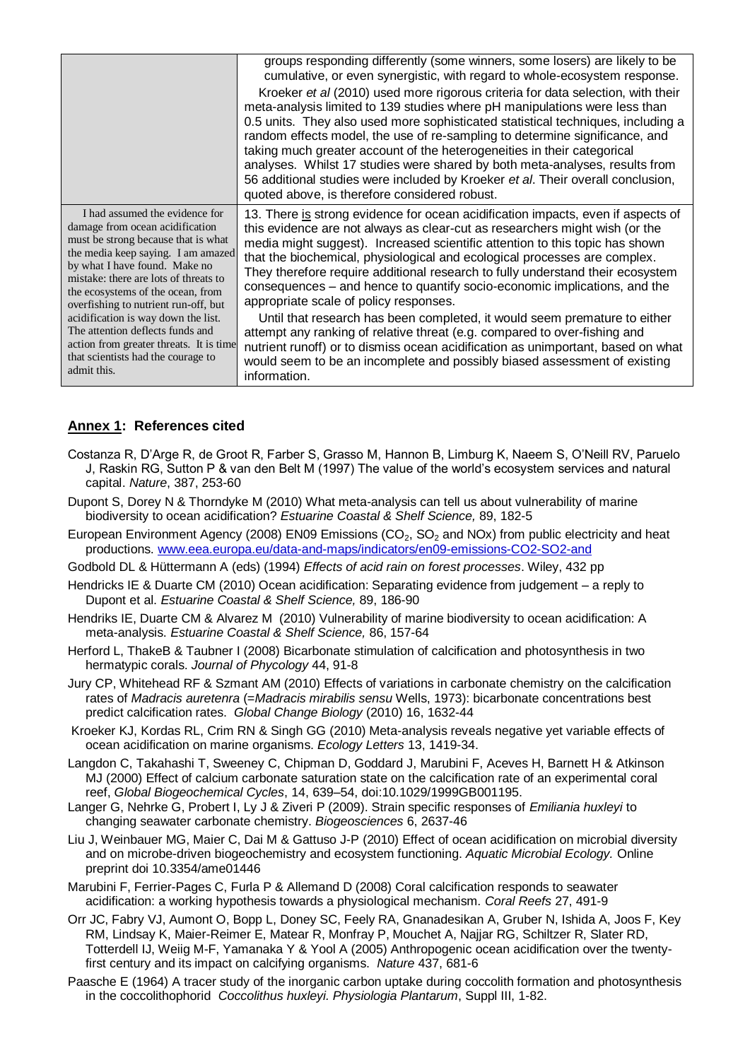| | |
|---|---|
| | groups responding differently (some winners, some losers) are likely to be cumulative, or even synergistic, with regard to whole-ecosystem response.<br><br>Kroeker *et al* (2010) used more rigorous criteria for data selection, with their meta-analysis limited to 139 studies where pH manipulations were less than 0.5 units. They also used more sophisticated statistical techniques, including a random effects model, the use of re-sampling to determine significance, and taking much greater account of the heterogeneities in their categorical analyses. Whilst 17 studies were shared by both meta-analyses, results from 56 additional studies were included by Kroeker *et al*. Their overall conclusion, quoted above, is therefore considered robust. |
| I had assumed the evidence for damage from ocean acidification must be strong because that is what the media keep saying. I am amazed by what I have found. Make no mistake: there are lots of threats to the ecosystems of the ocean, from overfishing to nutrient run-off, but acidification is way down the list. The attention deflects funds and action from greater threats. It is time that scientists had the courage to admit this. | 13. There <u>is</u> strong evidence for ocean acidification impacts, even if aspects of this evidence are not always as clear-cut as researchers might wish (or the media might suggest). Increased scientific attention to this topic has shown that the biochemical, physiological and ecological processes are complex. They therefore require additional research to fully understand their ecosystem consequences – and hence to quantify socio-economic implications, and the appropriate scale of policy responses.<br><br>Until that research has been completed, it would seem premature to either attempt any ranking of relative threat (e.g. compared to over-fishing and nutrient runoff) or to dismiss ocean acidification as unimportant, based on what would seem to be an incomplete and possibly biased assessment of existing information. |

## <u>Annex 1</u>: References cited

Costanza R, D'Arge R, de Groot R, Farber S, Grasso M, Hannon B, Limburg K, Naeem S, O'Neill RV, Paruelo J, Raskin RG, Sutton P & van den Belt M (1997) The value of the world's ecosystem services and natural capital. *Nature*, 387, 253-60

Dupont S, Dorey N & Thorndyke M (2010) What meta-analysis can tell us about vulnerability of marine biodiversity to ocean acidification? *Estuarine Coastal & Shelf Science,* 89, 182-5

European Environment Agency (2008) EN09 Emissions ($CO_2$, $SO_2$ and NOx) from public electricity and heat productions. www.eea.europa.eu/data-and-maps/indicators/en09-emissions-CO2-SO2-and

Godbold DL & Hüttermann A (eds) (1994) *Effects of acid rain on forest processes*. Wiley, 432 pp

Hendricks IE & Duarte CM (2010) Ocean acidification: Separating evidence from judgement – a reply to Dupont et al. *Estuarine Coastal & Shelf Science,* 89, 186-90

Hendriks IE, Duarte CM & Alvarez M (2010) Vulnerability of marine biodiversity to ocean acidification: A meta-analysis. *Estuarine Coastal & Shelf Science,* 86, 157-64

Herford L, ThakeB & Taubner I (2008) Bicarbonate stimulation of calcification and photosynthesis in two hermatypic corals. *Journal of Phycology* 44, 91-8

Jury CP, Whitehead RF & Szmant AM (2010) Effects of variations in carbonate chemistry on the calcification rates of *Madracis auretenra* (=*Madracis mirabilis sensu* Wells, 1973): bicarbonate concentrations best predict calcification rates. *Global Change Biology* (2010) 16, 1632-44

Kroeker KJ, Kordas RL, Crim RN & Singh GG (2010) Meta-analysis reveals negative yet variable effects of ocean acidification on marine organisms. *Ecology Letters* 13, 1419-34.

Langdon C, Takahashi T, Sweeney C, Chipman D, Goddard J, Marubini F, Aceves H, Barnett H & Atkinson MJ (2000) Effect of calcium carbonate saturation state on the calcification rate of an experimental coral reef, *Global Biogeochemical Cycles*, 14, 639–54, doi:10.1029/1999GB001195.

Langer G, Nehrke G, Probert I, Ly J & Ziveri P (2009). Strain specific responses of *Emiliania huxleyi* to changing seawater carbonate chemistry. *Biogeosciences* 6, 2637-46

Liu J, Weinbauer MG, Maier C, Dai M & Gattuso J-P (2010) Effect of ocean acidification on microbial diversity and on microbe-driven biogeochemistry and ecosystem functioning. *Aquatic Microbial Ecology.* Online preprint doi 10.3354/ame01446

Marubini F, Ferrier-Pages C, Furla P & Allemand D (2008) Coral calcification responds to seawater acidification: a working hypothesis towards a physiological mechanism. *Coral Reefs* 27, 491-9

Orr JC, Fabry VJ, Aumont O, Bopp L, Doney SC, Feely RA, Gnanadesikan A, Gruber N, Ishida A, Joos F, Key RM, Lindsay K, Maier-Reimer E, Matear R, Monfray P, Mouchet A, Najjar RG, Schiltzer R, Slater RD, Totterdell IJ, Weiig M-F, Yamanaka Y & Yool A (2005) Anthropogenic ocean acidification over the twenty-first century and its impact on calcifying organisms. *Nature* 437, 681-6

Paasche E (1964) A tracer study of the inorganic carbon uptake during coccolith formation and photosynthesis in the coccolithophorid *Coccolithus huxleyi. Physiologia Plantarum*, Suppl III, 1-82.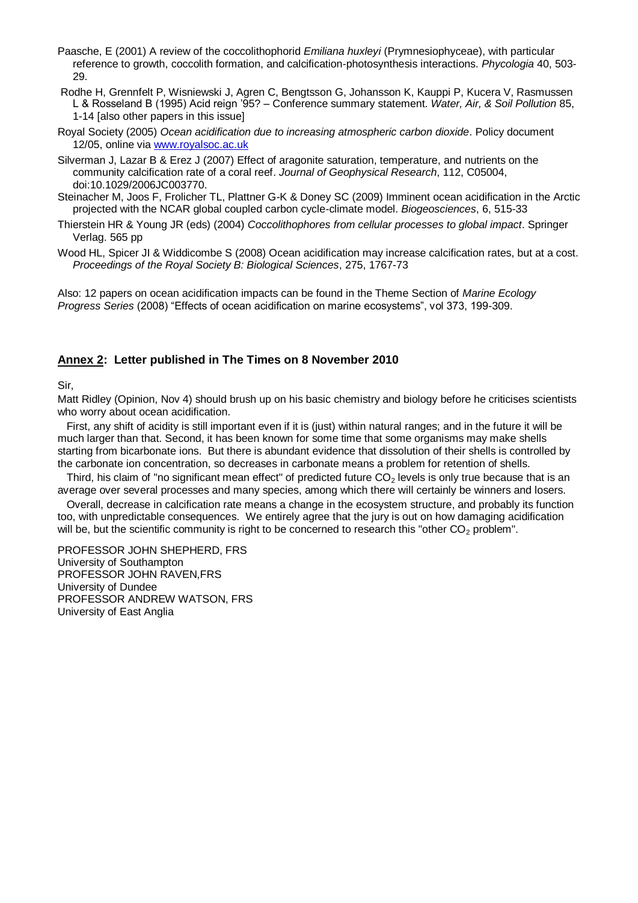Paasche, E (2001) A review of the coccolithophorid *Emiliana huxleyi* (Prymnesiophyceae), with particular reference to growth, coccolith formation, and calcification-photosynthesis interactions. *Phycologia* 40, 503-29.

Rodhe H, Grennfelt P, Wisniewski J, Agren C, Bengtsson G, Johansson K, Kauppi P, Kucera V, Rasmussen L & Rosseland B (1995) Acid reign '95? – Conference summary statement. *Water, Air, & Soil Pollution* 85, 1-14 [also other papers in this issue]

Royal Society (2005) *Ocean acidification due to increasing atmospheric carbon dioxide*. Policy document 12/05, online via [www.royalsoc.ac.uk](http://www.royalsoc.ac.uk)

Silverman J, Lazar B & Erez J (2007) Effect of aragonite saturation, temperature, and nutrients on the community calcification rate of a coral reef. *Journal of Geophysical Research*, 112, C05004, doi:10.1029/2006JC003770.

Steinacher M, Joos F, Frolicher TL, Plattner G-K & Doney SC (2009) Imminent ocean acidification in the Arctic projected with the NCAR global coupled carbon cycle-climate model. *Biogeosciences*, 6, 515-33

Thierstein HR & Young JR (eds) (2004) *Coccolithophores from cellular processes to global impact*. Springer Verlag. 565 pp

Wood HL, Spicer JI & Widdicombe S (2008) Ocean acidification may increase calcification rates, but at a cost. *Proceedings of the Royal Society B: Biological Sciences*, 275, 1767-73

Also: 12 papers on ocean acidification impacts can be found in the Theme Section of *Marine Ecology Progress Series* (2008) "Effects of ocean acidification on marine ecosystems", vol 373, 199-309.

## **Annex 2: Letter published in The Times on 8 November 2010**

Sir,

Matt Ridley (Opinion, Nov 4) should brush up on his basic chemistry and biology before he criticises scientists who worry about ocean acidification.

First, any shift of acidity is still important even if it is (just) within natural ranges; and in the future it will be much larger than that. Second, it has been known for some time that some organisms may make shells starting from bicarbonate ions. But there is abundant evidence that dissolution of their shells is controlled by the carbonate ion concentration, so decreases in carbonate means a problem for retention of shells.

Third, his claim of "no significant mean effect" of predicted future $CO_2$ levels is only true because that is an average over several processes and many species, among which there will certainly be winners and losers.

Overall, decrease in calcification rate means a change in the ecosystem structure, and probably its function too, with unpredictable consequences. We entirely agree that the jury is out on how damaging acidification will be, but the scientific community is right to be concerned to research this "other $CO_2$ problem".

PROFESSOR JOHN SHEPHERD, FRS
University of Southampton
PROFESSOR JOHN RAVEN,FRS
University of Dundee
PROFESSOR ANDREW WATSON, FRS
University of East Anglia